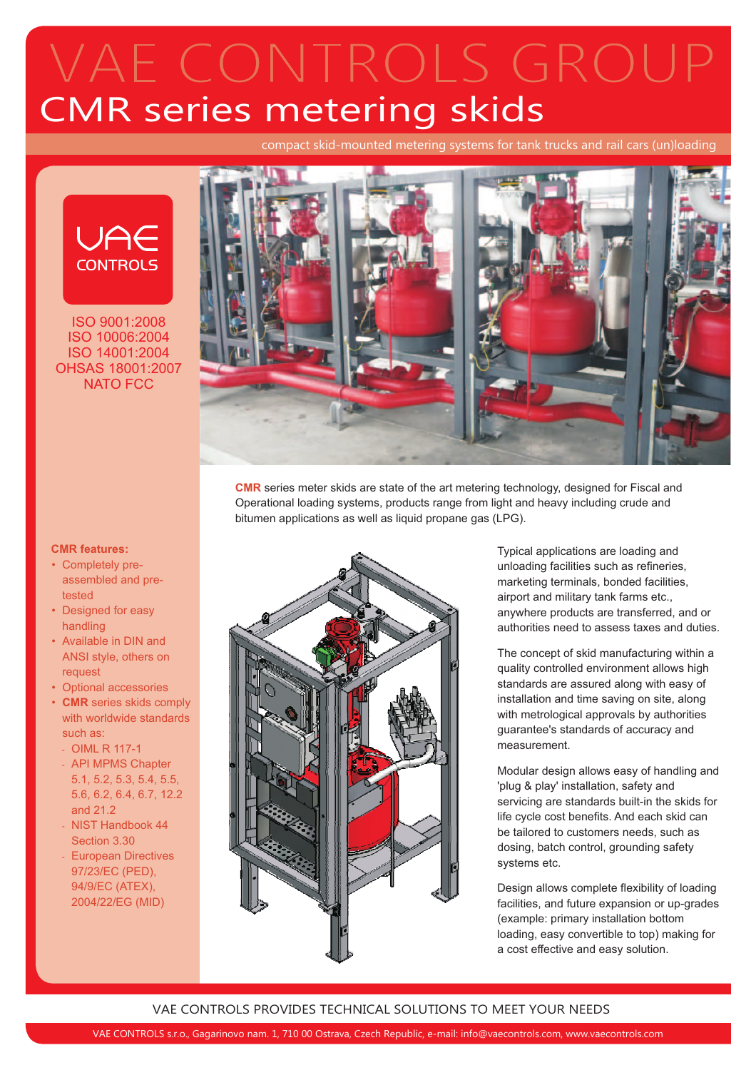# VAE CONTROLS GROUP

## CMR series metering skids

compact skid-mounted metering systems for tank trucks and rail cars (un)loading

VAE CONTROLS

ISO 9001:2008
ISO 10006:2004
ISO 14001:2004
OHSAS 18001:2007
NATO FCC

**CMR** series meter skids are state of the art metering technology, designed for Fiscal and Operational loading systems, products range from light and heavy including crude and bitumen applications as well as liquid propane gas (LPG).

**CMR features:**

- Completely pre-assembled and pre-tested
- Designed for easy handling
- Available in DIN and ANSI style, others on request
- Optional accessories
- **CMR** series skids comply with worldwide standards such as:
  - OIML R 117-1
  - API MPMS Chapter 5.1, 5.2, 5.3, 5.4, 5.5, 5.6, 6.2, 6.4, 6.7, 12.2 and 21.2
  - NIST Handbook 44 Section 3.30
  - European Directives 97/23/EC (PED), 94/9/EC (ATEX), 2004/22/EG (MID)

Typical applications are loading and unloading facilities such as refineries, marketing terminals, bonded facilities, airport and military tank farms etc., anywhere products are transferred, and or authorities need to assess taxes and duties.

The concept of skid manufacturing within a quality controlled environment allows high standards are assured along with easy of installation and time saving on site, along with metrological approvals by authorities guarantee's standards of accuracy and measurement.

Modular design allows easy of handling and 'plug & play' installation, safety and servicing are standards built-in the skids for life cycle cost benefits. And each skid can be tailored to customers needs, such as dosing, batch control, grounding safety systems etc.

Design allows complete flexibility of loading facilities, and future expansion or up-grades (example: primary installation bottom loading, easy convertible to top) making for a cost effective and easy solution.

VAE CONTROLS PROVIDES TECHNICAL SOLUTIONS TO MEET YOUR NEEDS

VAE CONTROLS s.r.o., Gagarinovo nam. 1, 710 00 Ostrava, Czech Republic, e-mail: info@vaecontrols.com, www.vaecontrols.com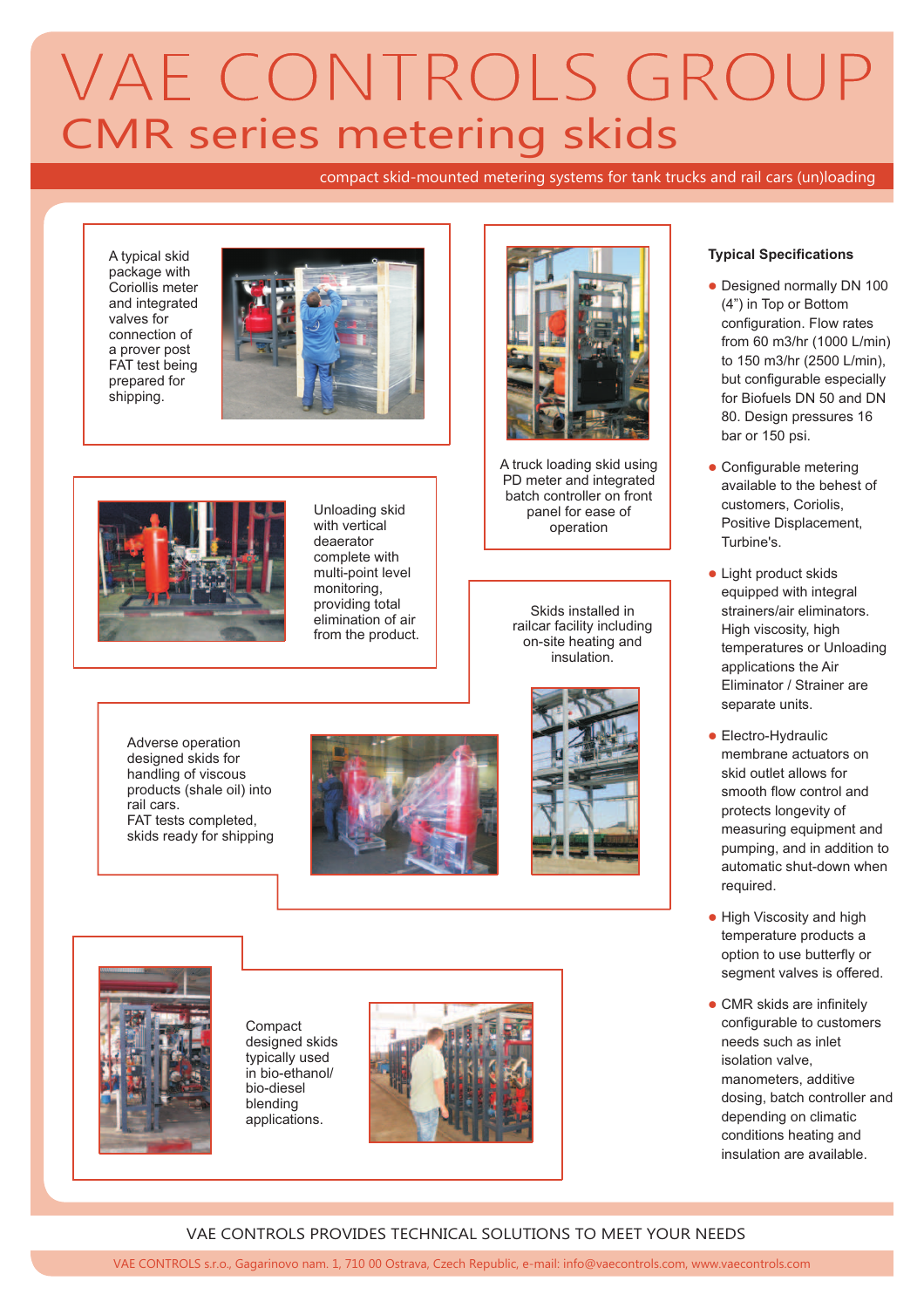# VAE CONTROLS GROUP

## CMR series metering skids

compact skid-mounted metering systems for tank trucks and rail cars (un)loading

A typical skid package with Coriollis meter and integrated valves for connection of a prover post FAT test being prepared for shipping.

A truck loading skid using PD meter and integrated batch controller on front panel for ease of operation

Unloading skid with vertical deaerator complete with multi-point level monitoring, providing total elimination of air from the product.

Skids installed in railcar facility including on-site heating and insulation.

Adverse operation designed skids for handling of viscous products (shale oil) into rail cars.
FAT tests completed, skids ready for shipping

Compact designed skids typically used in bio-ethanol/ bio-diesel blending applications.

### Typical Specifications

- Designed normally DN 100 (4”) in Top or Bottom configuration. Flow rates from 60 m3/hr (1000 L/min) to 150 m3/hr (2500 L/min), but configurable especially for Biofuels DN 50 and DN 80. Design pressures 16 bar or 150 psi.
- Configurable metering available to the behest of customers, Coriolis, Positive Displacement, Turbine's.
- Light product skids equipped with integral strainers/air eliminators. High viscosity, high temperatures or Unloading applications the Air Eliminator / Strainer are separate units.
- Electro-Hydraulic membrane actuators on skid outlet allows for smooth flow control and protects longevity of measuring equipment and pumping, and in addition to automatic shut-down when required.
- High Viscosity and high temperature products a option to use butterfly or segment valves is offered.
- CMR skids are infinitely configurable to customers needs such as inlet isolation valve, manometers, additive dosing, batch controller and depending on climatic conditions heating and insulation are available.

VAE CONTROLS PROVIDES TECHNICAL SOLUTIONS TO MEET YOUR NEEDS

VAE CONTROLS s.r.o., Gagarinovo nam. 1, 710 00 Ostrava, Czech Republic, e-mail: info@vaecontrols.com, www.vaecontrols.com